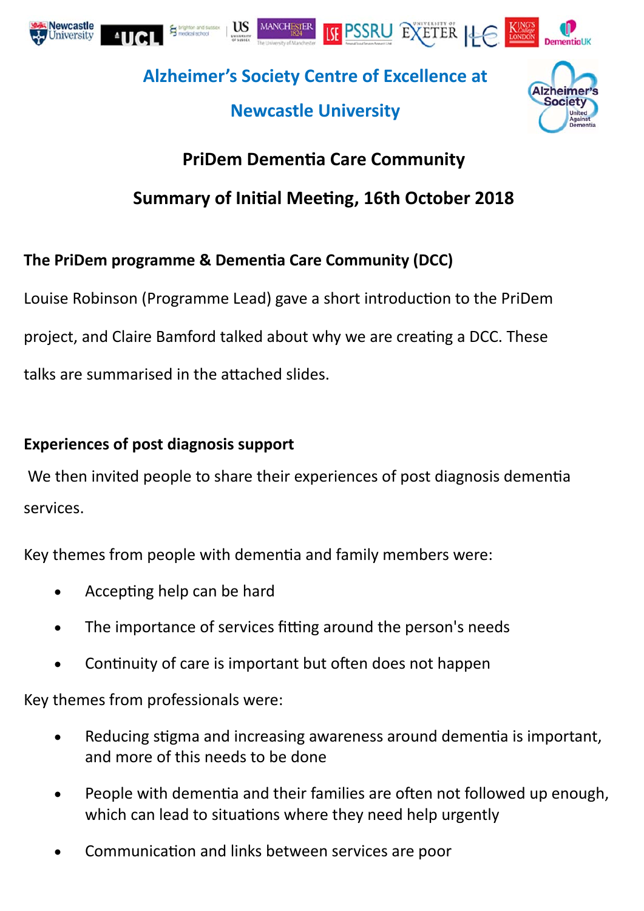## Alzheimer's Society Centre of Excellence at Newcastle University

# PriDem Dementia Care Community

# Summary of Initial Meeting, 16th October 2018

**The PriDem programme & Dementia Care Community (DCC)**

Louise Robinson (Programme Lead) gave a short introduction to the PriDem project, and Claire Bamford talked about why we are creating a DCC. These talks are summarised in the attached slides.

**Experiences of post diagnosis support**

We then invited people to share their experiences of post diagnosis dementia services.

Key themes from people with dementia and family members were:

- Accepting help can be hard
- The importance of services fitting around the person's needs
- Continuity of care is important but often does not happen

Key themes from professionals were:

- Reducing stigma and increasing awareness around dementia is important, and more of this needs to be done
- People with dementia and their families are often not followed up enough, which can lead to situations where they need help urgently
- Communication and links between services are poor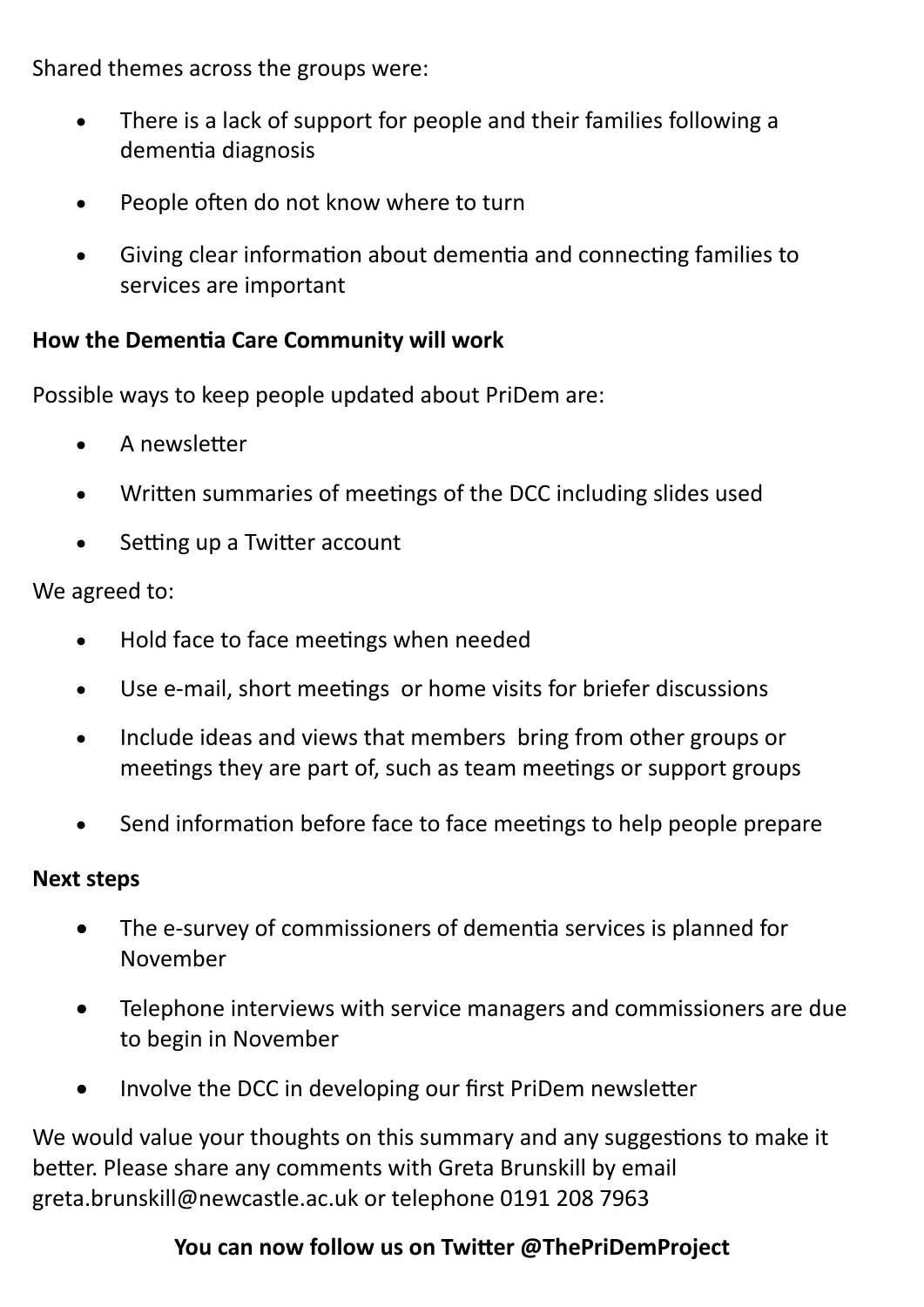Shared themes across the groups were:

- There is a lack of support for people and their families following a dementia diagnosis
- People often do not know where to turn
- Giving clear information about dementia and connecting families to services are important

**How the Dementia Care Community will work**

Possible ways to keep people updated about PriDem are:

- A newsletter
- Written summaries of meetings of the DCC including slides used
- Setting up a Twitter account

We agreed to:

- Hold face to face meetings when needed
- Use e-mail, short meetings or home visits for briefer discussions
- Include ideas and views that members bring from other groups or meetings they are part of, such as team meetings or support groups
- Send information before face to face meetings to help people prepare

**Next steps**

- The e-survey of commissioners of dementia services is planned for November
- Telephone interviews with service managers and commissioners are due to begin in November
- Involve the DCC in developing our first PriDem newsletter

We would value your thoughts on this summary and any suggestions to make it better. Please share any comments with Greta Brunskill by email greta.brunskill@newcastle.ac.uk or telephone 0191 208 7963

**You can now follow us on Twitter @ThePriDemProject**